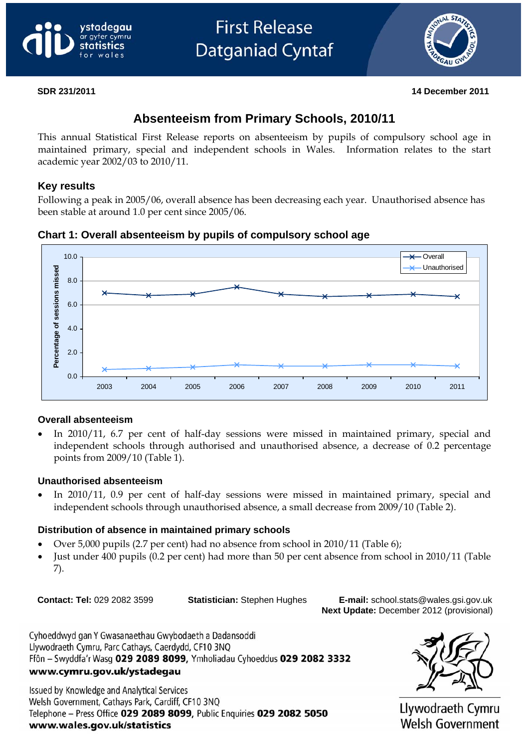First Release
Datganiad Cyntaf

**SDR 231/2011** **14 December 2011**

# Absenteeism from Primary Schools, 2010/11

This annual Statistical First Release reports on absenteeism by pupils of compulsory school age in maintained primary, special and independent schools in Wales. Information relates to the start academic year 2002/03 to 2010/11.

## Key results

Following a peak in 2005/06, overall absence has been decreasing each year. Unauthorised absence has been stable at around 1.0 per cent since 2005/06.

### Chart 1: Overall absenteeism by pupils of compulsory school age

### Overall absenteeism

- In 2010/11, 6.7 per cent of half-day sessions were missed in maintained primary, special and independent schools through authorised and unauthorised absence, a decrease of 0.2 percentage points from 2009/10 (Table 1).

### Unauthorised absenteeism

- In 2010/11, 0.9 per cent of half-day sessions were missed in maintained primary, special and independent schools through unauthorised absence, a small decrease from 2009/10 (Table 2).

### Distribution of absence in maintained primary schools

- Over 5,000 pupils (2.7 per cent) had no absence from school in 2010/11 (Table 6);
- Just under 400 pupils (0.2 per cent) had more than 50 per cent absence from school in 2010/11 (Table 7).

**Contact: Tel:** 029 2082 3599 **Statistician:** Stephen Hughes **E-mail:** school.stats@wales.gsi.gov.uk
**Next Update:** December 2012 (provisional)

Cyhoeddwyd gan Y Gwasanaethau Gwybodaeth a Dadansoddi
Llywodraeth Cymru, Parc Cathays, Caerdydd, CF10 3NQ
Ffôn – Swyddfa'r Wasg **029 2089 8099**, Ymholiadau Cyhoeddus **029 2082 3332**
**www.cymru.gov.uk/ystadegau**

Issued by Knowledge and Analytical Services
Welsh Government, Cathays Park, Cardiff, CF10 3NQ
Telephone – Press Office **029 2089 8099**, Public Enquiries **029 2082 5050**
**www.wales.gov.uk/statistics**

Llywodraeth Cymru
Welsh Government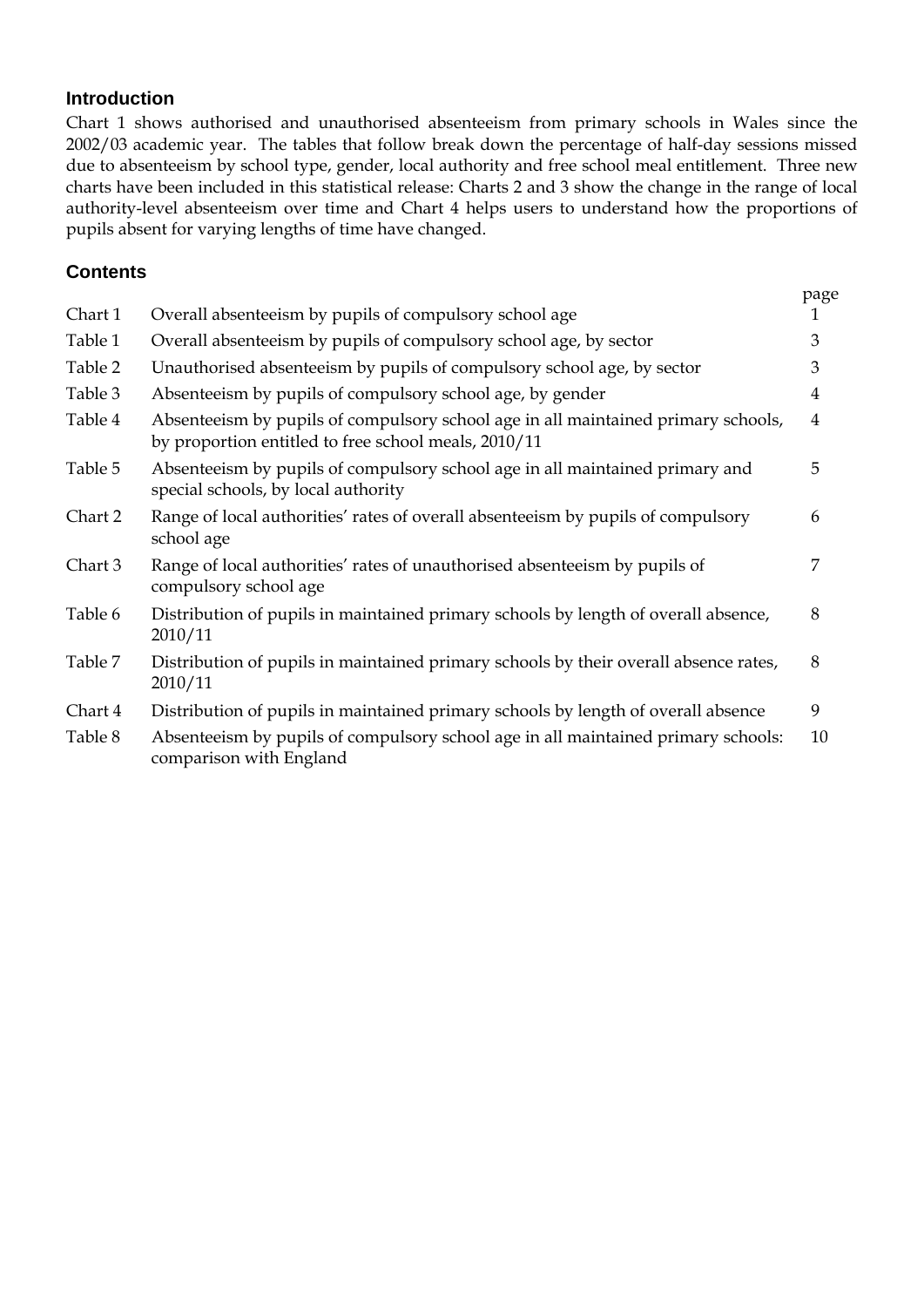## Introduction

Chart 1 shows authorised and unauthorised absenteeism from primary schools in Wales since the 2002/03 academic year. The tables that follow break down the percentage of half-day sessions missed due to absenteeism by school type, gender, local authority and free school meal entitlement. Three new charts have been included in this statistical release: Charts 2 and 3 show the change in the range of local authority-level absenteeism over time and Chart 4 helps users to understand how the proportions of pupils absent for varying lengths of time have changed.

## Contents

| | | page |
|---|---|---|
| Chart 1 | Overall absenteeism by pupils of compulsory school age | 1 |
| Table 1 | Overall absenteeism by pupils of compulsory school age, by sector | 3 |
| Table 2 | Unauthorised absenteeism by pupils of compulsory school age, by sector | 3 |
| Table 3 | Absenteeism by pupils of compulsory school age, by gender | 4 |
| Table 4 | Absenteeism by pupils of compulsory school age in all maintained primary schools, by proportion entitled to free school meals, 2010/11 | 4 |
| Table 5 | Absenteeism by pupils of compulsory school age in all maintained primary and special schools, by local authority | 5 |
| Chart 2 | Range of local authorities' rates of overall absenteeism by pupils of compulsory school age | 6 |
| Chart 3 | Range of local authorities' rates of unauthorised absenteeism by pupils of compulsory school age | 7 |
| Table 6 | Distribution of pupils in maintained primary schools by length of overall absence, 2010/11 | 8 |
| Table 7 | Distribution of pupils in maintained primary schools by their overall absence rates, 2010/11 | 8 |
| Chart 4 | Distribution of pupils in maintained primary schools by length of overall absence | 9 |
| Table 8 | Absenteeism by pupils of compulsory school age in all maintained primary schools: comparison with England | 10 |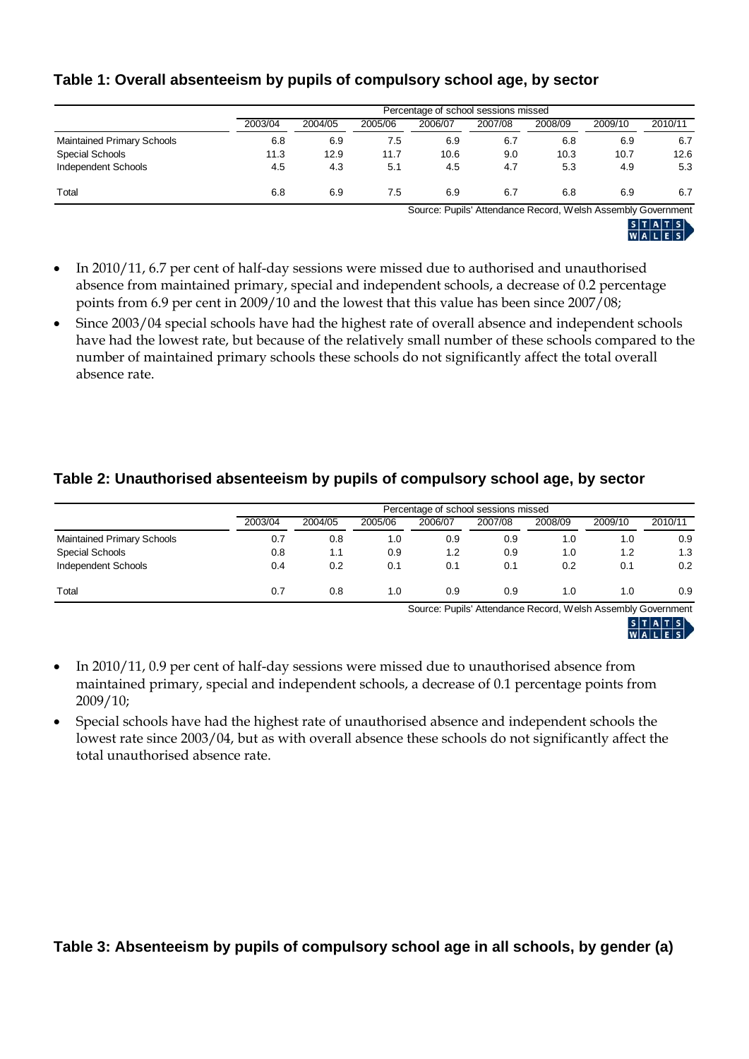### Table 1: Overall absenteeism by pupils of compulsory school age, by sector

| | Percentage of school sessions missed | | | | | | | |
|---|---|---|---|---|---|---|---|---|
| | 2003/04 | 2004/05 | 2005/06 | 2006/07 | 2007/08 | 2008/09 | 2009/10 | 2010/11 |
| Maintained Primary Schools | 6.8 | 6.9 | 7.5 | 6.9 | 6.7 | 6.8 | 6.9 | 6.7 |
| Special Schools | 11.3 | 12.9 | 11.7 | 10.6 | 9.0 | 10.3 | 10.7 | 12.6 |
| Independent Schools | 4.5 | 4.3 | 5.1 | 4.5 | 4.7 | 5.3 | 4.9 | 5.3 |
| Total | 6.8 | 6.9 | 7.5 | 6.9 | 6.7 | 6.8 | 6.9 | 6.7 |

Source: Pupils' Attendance Record, Welsh Assembly Government

- In 2010/11, 6.7 per cent of half-day sessions were missed due to authorised and unauthorised absence from maintained primary, special and independent schools, a decrease of 0.2 percentage points from 6.9 per cent in 2009/10 and the lowest that this value has been since 2007/08;
- Since 2003/04 special schools have had the highest rate of overall absence and independent schools have had the lowest rate, but because of the relatively small number of these schools compared to the number of maintained primary schools these schools do not significantly affect the total overall absence rate.

### Table 2: Unauthorised absenteeism by pupils of compulsory school age, by sector

| | Percentage of school sessions missed | | | | | | | |
|---|---|---|---|---|---|---|---|---|
| | 2003/04 | 2004/05 | 2005/06 | 2006/07 | 2007/08 | 2008/09 | 2009/10 | 2010/11 |
| Maintained Primary Schools | 0.7 | 0.8 | 1.0 | 0.9 | 0.9 | 1.0 | 1.0 | 0.9 |
| Special Schools | 0.8 | 1.1 | 0.9 | 1.2 | 0.9 | 1.0 | 1.2 | 1.3 |
| Independent Schools | 0.4 | 0.2 | 0.1 | 0.1 | 0.1 | 0.2 | 0.1 | 0.2 |
| Total | 0.7 | 0.8 | 1.0 | 0.9 | 0.9 | 1.0 | 1.0 | 0.9 |

Source: Pupils' Attendance Record, Welsh Assembly Government

- In 2010/11, 0.9 per cent of half-day sessions were missed due to unauthorised absence from maintained primary, special and independent schools, a decrease of 0.1 percentage points from 2009/10;
- Special schools have had the highest rate of unauthorised absence and independent schools the lowest rate since 2003/04, but as with overall absence these schools do not significantly affect the total unauthorised absence rate.

### Table 3: Absenteeism by pupils of compulsory school age in all schools, by gender (a)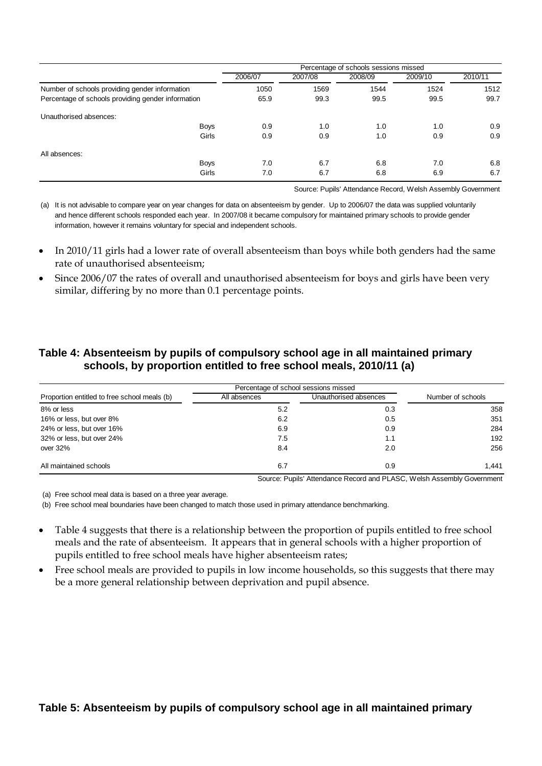| | Percentage of schools sessions missed | | | | |
|---|---|---|---|---|---|
| | 2006/07 | 2007/08 | 2008/09 | 2009/10 | 2010/11 |
| Number of schools providing gender information | 1050 | 1569 | 1544 | 1524 | 1512 |
| Percentage of schools providing gender information | 65.9 | 99.3 | 99.5 | 99.5 | 99.7 |
| Unauthorised absences: | | | | | |
| Boys | 0.9 | 1.0 | 1.0 | 1.0 | 0.9 |
| Girls | 0.9 | 0.9 | 1.0 | 0.9 | 0.9 |
| All absences: | | | | | |
| Boys | 7.0 | 6.7 | 6.8 | 7.0 | 6.8 |
| Girls | 7.0 | 6.7 | 6.8 | 6.9 | 6.7 |

Source: Pupils' Attendance Record, Welsh Assembly Government

(a) It is not advisable to compare year on year changes for data on absenteeism by gender. Up to 2006/07 the data was supplied voluntarily and hence different schools responded each year. In 2007/08 it became compulsory for maintained primary schools to provide gender information, however it remains voluntary for special and independent schools.

- In 2010/11 girls had a lower rate of overall absenteeism than boys while both genders had the same rate of unauthorised absenteeism;
- Since 2006/07 the rates of overall and unauthorised absenteeism for boys and girls have been very similar, differing by no more than 0.1 percentage points.

## Table 4: Absenteeism by pupils of compulsory school age in all maintained primary schools, by proportion entitled to free school meals, 2010/11 (a)

| | Percentage of school sessions missed | | |
|---|---|---|---|
| Proportion entitled to free school meals (b) | All absences | Unauthorised absences | Number of schools |
| 8% or less | 5.2 | 0.3 | 358 |
| 16% or less, but over 8% | 6.2 | 0.5 | 351 |
| 24% or less, but over 16% | 6.9 | 0.9 | 284 |
| 32% or less, but over 24% | 7.5 | 1.1 | 192 |
| over 32% | 8.4 | 2.0 | 256 |
| All maintained schools | 6.7 | 0.9 | 1,441 |

Source: Pupils' Attendance Record and PLASC, Welsh Assembly Government

(a) Free school meal data is based on a three year average.

(b) Free school meal boundaries have been changed to match those used in primary attendance benchmarking.

- Table 4 suggests that there is a relationship between the proportion of pupils entitled to free school meals and the rate of absenteeism. It appears that in general schools with a higher proportion of pupils entitled to free school meals have higher absenteeism rates;
- Free school meals are provided to pupils in low income households, so this suggests that there may be a more general relationship between deprivation and pupil absence.

## Table 5: Absenteeism by pupils of compulsory school age in all maintained primary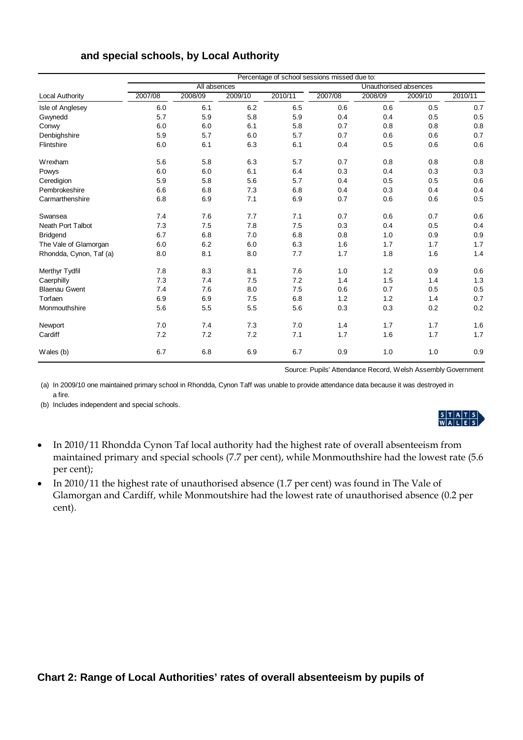## and special schools, by Local Authority

| Local Authority | Percentage of school sessions missed due to: | | | | | | | |
|---|---|---|---|---|---|---|---|---|
| | All absences | | | | Unauthorised absences | | | |
| | 2007/08 | 2008/09 | 2009/10 | 2010/11 | 2007/08 | 2008/09 | 2009/10 | 2010/11 |
| Isle of Anglesey | 6.0 | 6.1 | 6.2 | 6.5 | 0.6 | 0.6 | 0.5 | 0.7 |
| Gwynedd | 5.7 | 5.9 | 5.8 | 5.9 | 0.4 | 0.4 | 0.5 | 0.5 |
| Conwy | 6.0 | 6.0 | 6.1 | 5.8 | 0.7 | 0.8 | 0.8 | 0.8 |
| Denbighshire | 5.9 | 5.7 | 6.0 | 5.7 | 0.7 | 0.6 | 0.6 | 0.7 |
| Flintshire | 6.0 | 6.1 | 6.3 | 6.1 | 0.4 | 0.5 | 0.6 | 0.6 |
| Wrexham | 5.6 | 5.8 | 6.3 | 5.7 | 0.7 | 0.8 | 0.8 | 0.8 |
| Powys | 6.0 | 6.0 | 6.1 | 6.4 | 0.3 | 0.4 | 0.3 | 0.3 |
| Ceredigion | 5.9 | 5.8 | 5.6 | 5.7 | 0.4 | 0.5 | 0.5 | 0.6 |
| Pembrokeshire | 6.6 | 6.8 | 7.3 | 6.8 | 0.4 | 0.3 | 0.4 | 0.4 |
| Carmarthenshire | 6.8 | 6.9 | 7.1 | 6.9 | 0.7 | 0.6 | 0.6 | 0.5 |
| Swansea | 7.4 | 7.6 | 7.7 | 7.1 | 0.7 | 0.6 | 0.7 | 0.6 |
| Neath Port Talbot | 7.3 | 7.5 | 7.8 | 7.5 | 0.3 | 0.4 | 0.5 | 0.4 |
| Bridgend | 6.7 | 6.8 | 7.0 | 6.8 | 0.8 | 1.0 | 0.9 | 0.9 |
| The Vale of Glamorgan | 6.0 | 6.2 | 6.0 | 6.3 | 1.6 | 1.7 | 1.7 | 1.7 |
| Rhondda, Cynon, Taf (a) | 8.0 | 8.1 | 8.0 | 7.7 | 1.7 | 1.8 | 1.6 | 1.4 |
| Merthyr Tydfil | 7.8 | 8.3 | 8.1 | 7.6 | 1.0 | 1.2 | 0.9 | 0.6 |
| Caerphilly | 7.3 | 7.4 | 7.5 | 7.2 | 1.4 | 1.5 | 1.4 | 1.3 |
| Blaenau Gwent | 7.4 | 7.6 | 8.0 | 7.5 | 0.6 | 0.7 | 0.5 | 0.5 |
| Torfaen | 6.9 | 6.9 | 7.5 | 6.8 | 1.2 | 1.2 | 1.4 | 0.7 |
| Monmouthshire | 5.6 | 5.5 | 5.5 | 5.6 | 0.3 | 0.3 | 0.2 | 0.2 |
| Newport | 7.0 | 7.4 | 7.3 | 7.0 | 1.4 | 1.7 | 1.7 | 1.6 |
| Cardiff | 7.2 | 7.2 | 7.2 | 7.1 | 1.7 | 1.6 | 1.7 | 1.7 |
| Wales (b) | 6.7 | 6.8 | 6.9 | 6.7 | 0.9 | 1.0 | 1.0 | 0.9 |

Source: Pupils' Attendance Record, Welsh Assembly Government

(a) In 2009/10 one maintained primary school in Rhondda, Cynon Taff was unable to provide attendance data because it was destroyed in a fire.

(b) Includes independent and special schools.

- In 2010/11 Rhondda Cynon Taf local authority had the highest rate of overall absenteeism from maintained primary and special schools (7.7 per cent), while Monmouthshire had the lowest rate (5.6 per cent);
- In 2010/11 the highest rate of unauthorised absence (1.7 per cent) was found in The Vale of Glamorgan and Cardiff, while Monmoutshire had the lowest rate of unauthorised absence (0.2 per cent).

**Chart 2: Range of Local Authorities' rates of overall absenteeism by pupils of**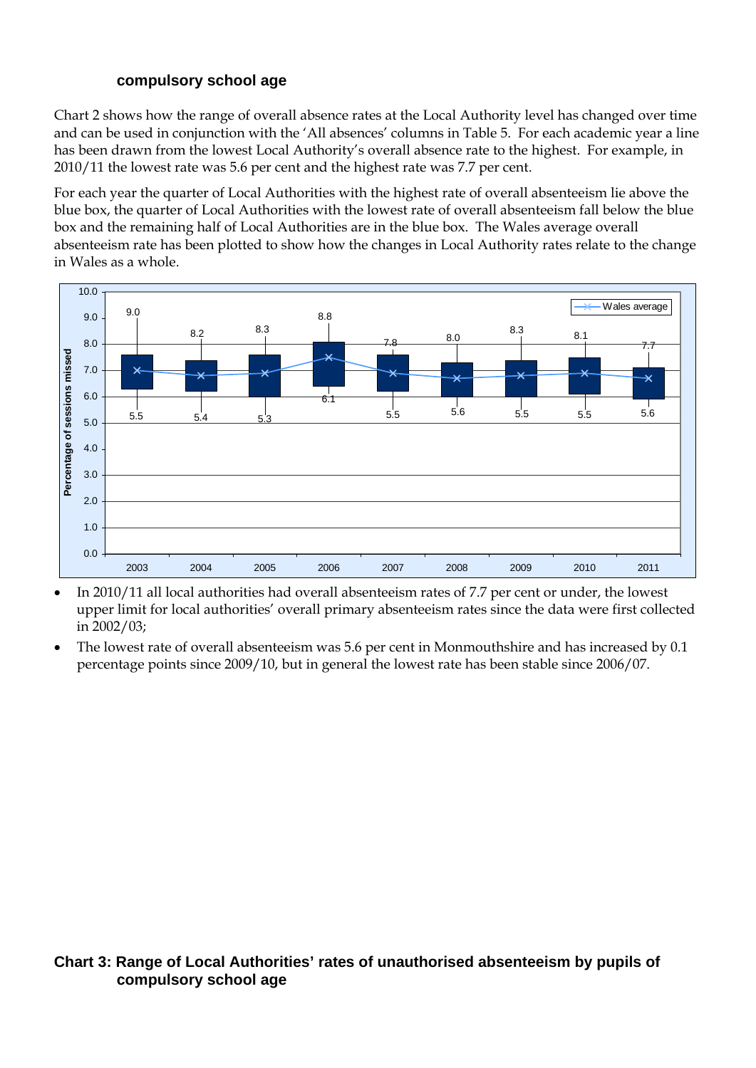**compulsory school age**

Chart 2 shows how the range of overall absence rates at the Local Authority level has changed over time and can be used in conjunction with the 'All absences' columns in Table 5. For each academic year a line has been drawn from the lowest Local Authority's overall absence rate to the highest. For example, in 2010/11 the lowest rate was 5.6 per cent and the highest rate was 7.7 per cent.

For each year the quarter of Local Authorities with the highest rate of overall absenteeism lie above the blue box, the quarter of Local Authorities with the lowest rate of overall absenteeism fall below the blue box and the remaining half of Local Authorities are in the blue box. The Wales average overall absenteeism rate has been plotted to show how the changes in Local Authority rates relate to the change in Wales as a whole.

| Year | Lowest | Highest |
|---|---|---|
| 2003 | 5.5 | 9.0 |
| 2004 | 5.4 | 8.2 |
| 2005 | 5.3 | 8.3 |
| 2006 | 6.1 | 8.8 |
| 2007 | 5.5 | 7.8 |
| 2008 | 5.6 | 8.0 |
| 2009 | 5.5 | 8.3 |
| 2010 | 5.5 | 8.1 |
| 2011 | 5.6 | 7.7 |

- In 2010/11 all local authorities had overall absenteeism rates of 7.7 per cent or under, the lowest upper limit for local authorities' overall primary absenteeism rates since the data were first collected in 2002/03;
- The lowest rate of overall absenteeism was 5.6 per cent in Monmouthshire and has increased by 0.1 percentage points since 2009/10, but in general the lowest rate has been stable since 2006/07.

**Chart 3: Range of Local Authorities' rates of unauthorised absenteeism by pupils of compulsory school age**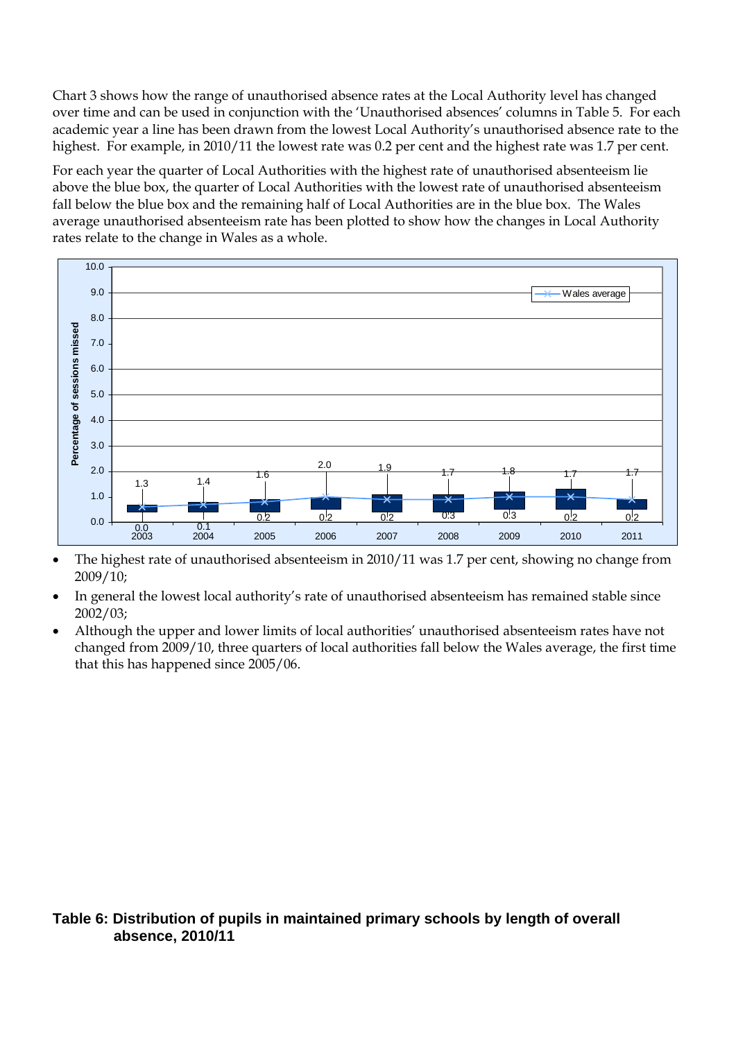Chart 3 shows how the range of unauthorised absence rates at the Local Authority level has changed over time and can be used in conjunction with the 'Unauthorised absences' columns in Table 5. For each academic year a line has been drawn from the lowest Local Authority's unauthorised absence rate to the highest. For example, in 2010/11 the lowest rate was 0.2 per cent and the highest rate was 1.7 per cent.

For each year the quarter of Local Authorities with the highest rate of unauthorised absenteeism lie above the blue box, the quarter of Local Authorities with the lowest rate of unauthorised absenteeism fall below the blue box and the remaining half of Local Authorities are in the blue box. The Wales average unauthorised absenteeism rate has been plotted to show how the changes in Local Authority rates relate to the change in Wales as a whole.

- The highest rate of unauthorised absenteeism in 2010/11 was 1.7 per cent, showing no change from 2009/10;
- In general the lowest local authority's rate of unauthorised absenteeism has remained stable since 2002/03;
- Although the upper and lower limits of local authorities' unauthorised absenteeism rates have not changed from 2009/10, three quarters of local authorities fall below the Wales average, the first time that this has happened since 2005/06.

**Table 6: Distribution of pupils in maintained primary schools by length of overall absence, 2010/11**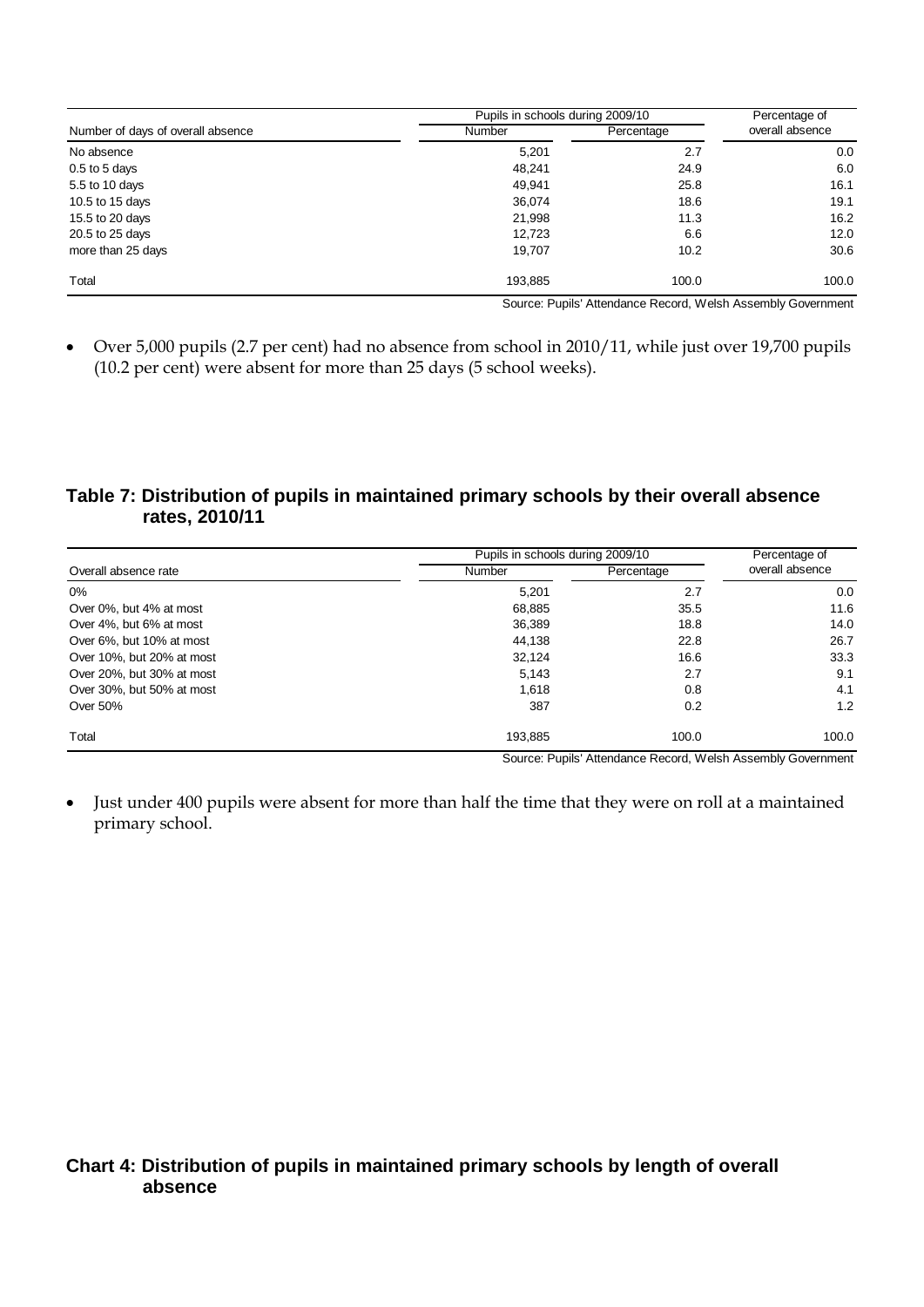| Number of days of overall absence | Pupils in schools during 2009/10 | | Percentage of overall absence |
|---|---|---|---|
| | Number | Percentage | |
| No absence | 5,201 | 2.7 | 0.0 |
| 0.5 to 5 days | 48,241 | 24.9 | 6.0 |
| 5.5 to 10 days | 49,941 | 25.8 | 16.1 |
| 10.5 to 15 days | 36,074 | 18.6 | 19.1 |
| 15.5 to 20 days | 21,998 | 11.3 | 16.2 |
| 20.5 to 25 days | 12,723 | 6.6 | 12.0 |
| more than 25 days | 19,707 | 10.2 | 30.6 |
| Total | 193,885 | 100.0 | 100.0 |

Source: Pupils' Attendance Record, Welsh Assembly Government

- Over 5,000 pupils (2.7 per cent) had no absence from school in 2010/11, while just over 19,700 pupils (10.2 per cent) were absent for more than 25 days (5 school weeks).

## Table 7: Distribution of pupils in maintained primary schools by their overall absence rates, 2010/11

| Overall absence rate | Pupils in schools during 2009/10 | | Percentage of overall absence |
|---|---|---|---|
| | Number | Percentage | |
| 0% | 5,201 | 2.7 | 0.0 |
| Over 0%, but 4% at most | 68,885 | 35.5 | 11.6 |
| Over 4%, but 6% at most | 36,389 | 18.8 | 14.0 |
| Over 6%, but 10% at most | 44,138 | 22.8 | 26.7 |
| Over 10%, but 20% at most | 32,124 | 16.6 | 33.3 |
| Over 20%, but 30% at most | 5,143 | 2.7 | 9.1 |
| Over 30%, but 50% at most | 1,618 | 0.8 | 4.1 |
| Over 50% | 387 | 0.2 | 1.2 |
| Total | 193,885 | 100.0 | 100.0 |

Source: Pupils' Attendance Record, Welsh Assembly Government

- Just under 400 pupils were absent for more than half the time that they were on roll at a maintained primary school.

## Chart 4: Distribution of pupils in maintained primary schools by length of overall absence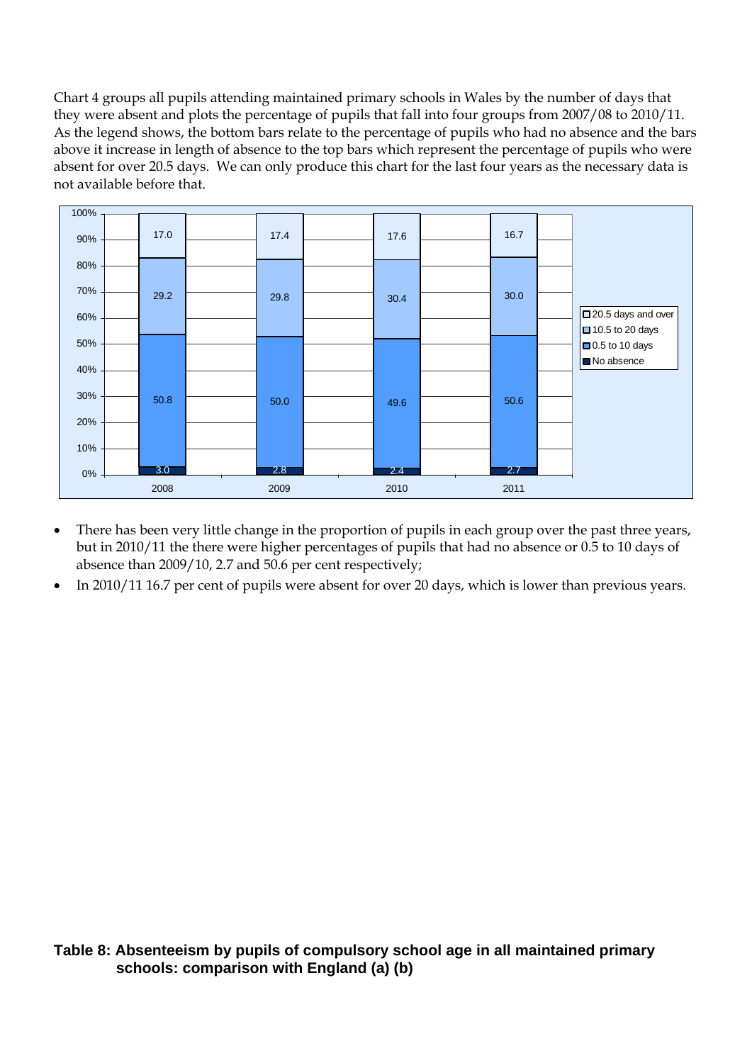Chart 4 groups all pupils attending maintained primary schools in Wales by the number of days that they were absent and plots the percentage of pupils that fall into four groups from 2007/08 to 2010/11. As the legend shows, the bottom bars relate to the percentage of pupils who had no absence and the bars above it increase in length of absence to the top bars which represent the percentage of pupils who were absent for over 20.5 days. We can only produce this chart for the last four years as the necessary data is not available before that.

| | 2008 | 2009 | 2010 | 2011 |
|---|---|---|---|---|
| 20.5 days and over | 17.0 | 17.4 | 17.6 | 16.7 |
| 10.5 to 20 days | 29.2 | 29.8 | 30.4 | 30.0 |
| 0.5 to 10 days | 50.8 | 50.0 | 49.6 | 50.6 |
| No absence | 3.0 | 2.8 | 2.4 | 2.7 |

- There has been very little change in the proportion of pupils in each group over the past three years, but in 2010/11 the there were higher percentages of pupils that had no absence or 0.5 to 10 days of absence than 2009/10, 2.7 and 50.6 per cent respectively;
- In 2010/11 16.7 per cent of pupils were absent for over 20 days, which is lower than previous years.

**Table 8: Absenteeism by pupils of compulsory school age in all maintained primary schools: comparison with England (a) (b)**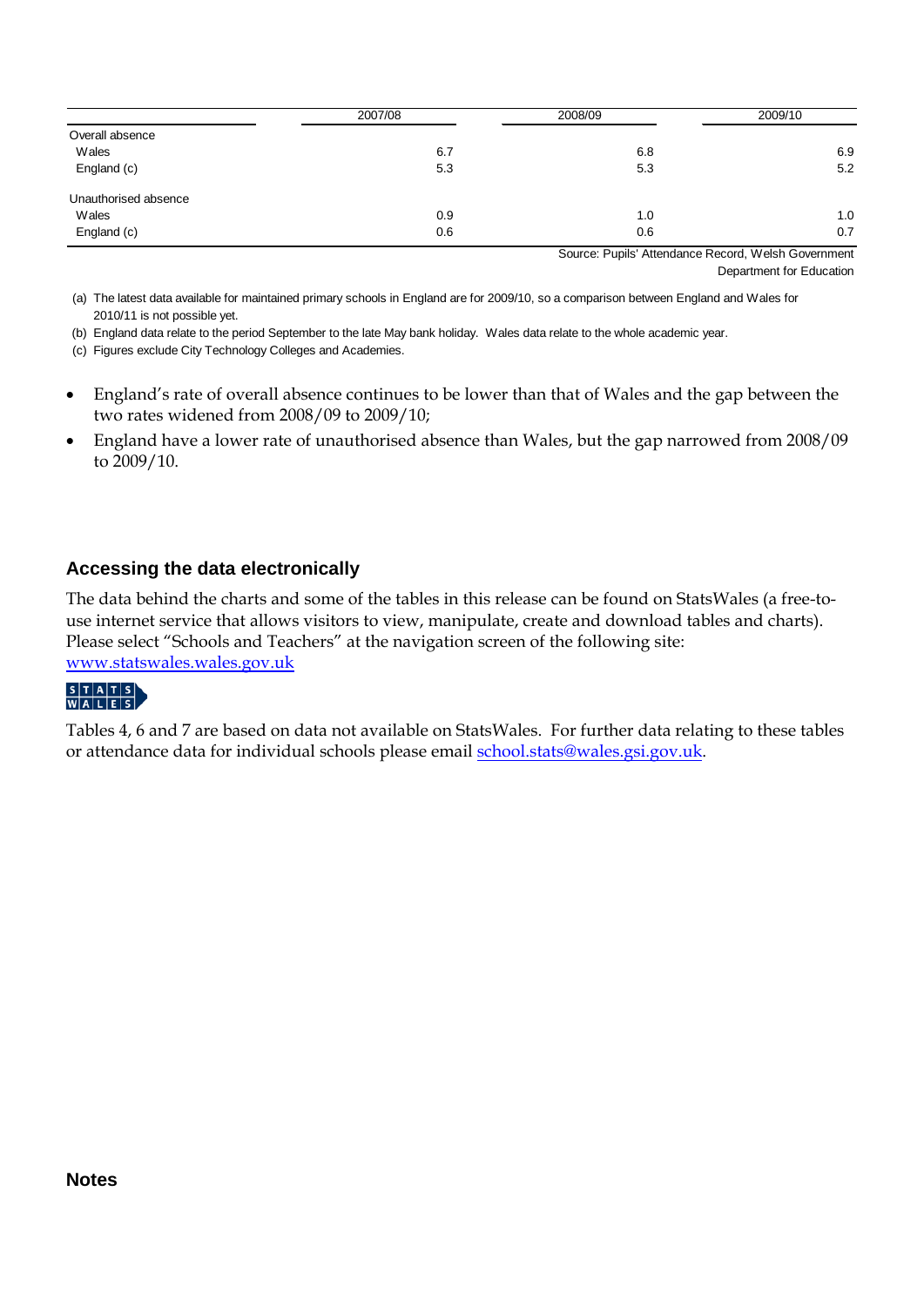| | 2007/08 | 2008/09 | 2009/10 |
|---|---|---|---|
| Overall absence | | | |
| Wales | 6.7 | 6.8 | 6.9 |
| England (c) | 5.3 | 5.3 | 5.2 |
| Unauthorised absence | | | |
| Wales | 0.9 | 1.0 | 1.0 |
| England (c) | 0.6 | 0.6 | 0.7 |

Source: Pupils' Attendance Record, Welsh Government
Department for Education

(a) The latest data available for maintained primary schools in England are for 2009/10, so a comparison between England and Wales for 2010/11 is not possible yet.

(b) England data relate to the period September to the late May bank holiday. Wales data relate to the whole academic year.

(c) Figures exclude City Technology Colleges and Academies.

- England's rate of overall absence continues to be lower than that of Wales and the gap between the two rates widened from 2008/09 to 2009/10;
- England have a lower rate of unauthorised absence than Wales, but the gap narrowed from 2008/09 to 2009/10.

### Accessing the data electronically

The data behind the charts and some of the tables in this release can be found on StatsWales (a free-to-use internet service that allows visitors to view, manipulate, create and download tables and charts). Please select "Schools and Teachers" at the navigation screen of the following site: [www.statswales.wales.gov.uk](www.statswales.wales.gov.uk)

STATS WALES

Tables 4, 6 and 7 are based on data not available on StatsWales. For further data relating to these tables or attendance data for individual schools please email [school.stats@wales.gsi.gov.uk](mailto:school.stats@wales.gsi.gov.uk).

### Notes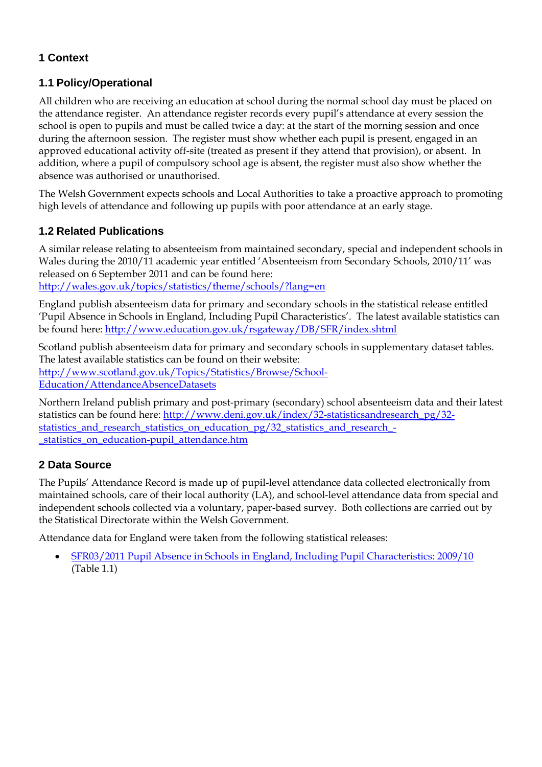# 1 Context

## 1.1 Policy/Operational

All children who are receiving an education at school during the normal school day must be placed on the attendance register. An attendance register records every pupil's attendance at every session the school is open to pupils and must be called twice a day: at the start of the morning session and once during the afternoon session. The register must show whether each pupil is present, engaged in an approved educational activity off-site (treated as present if they attend that provision), or absent. In addition, where a pupil of compulsory school age is absent, the register must also show whether the absence was authorised or unauthorised.

The Welsh Government expects schools and Local Authorities to take a proactive approach to promoting high levels of attendance and following up pupils with poor attendance at an early stage.

## 1.2 Related Publications

A similar release relating to absenteeism from maintained secondary, special and independent schools in Wales during the 2010/11 academic year entitled 'Absenteeism from Secondary Schools, 2010/11' was released on 6 September 2011 and can be found here:
http://wales.gov.uk/topics/statistics/theme/schools/?lang=en

England publish absenteeism data for primary and secondary schools in the statistical release entitled 'Pupil Absence in Schools in England, Including Pupil Characteristics'. The latest available statistics can be found here: http://www.education.gov.uk/rsgateway/DB/SFR/index.shtml

Scotland publish absenteeism data for primary and secondary schools in supplementary dataset tables. The latest available statistics can be found on their website:
http://www.scotland.gov.uk/Topics/Statistics/Browse/School-Education/AttendanceAbsenceDatasets

Northern Ireland publish primary and post-primary (secondary) school absenteeism data and their latest statistics can be found here: http://www.deni.gov.uk/index/32-statisticsandresearch_pg/32-statistics_and_research_statistics_on_education_pg/32_statistics_and_research_-_statistics_on_education-pupil_attendance.htm

# 2 Data Source

The Pupils' Attendance Record is made up of pupil-level attendance data collected electronically from maintained schools, care of their local authority (LA), and school-level attendance data from special and independent schools collected via a voluntary, paper-based survey. Both collections are carried out by the Statistical Directorate within the Welsh Government.

Attendance data for England were taken from the following statistical releases:

- SFR03/2011 Pupil Absence in Schools in England, Including Pupil Characteristics: 2009/10 (Table 1.1)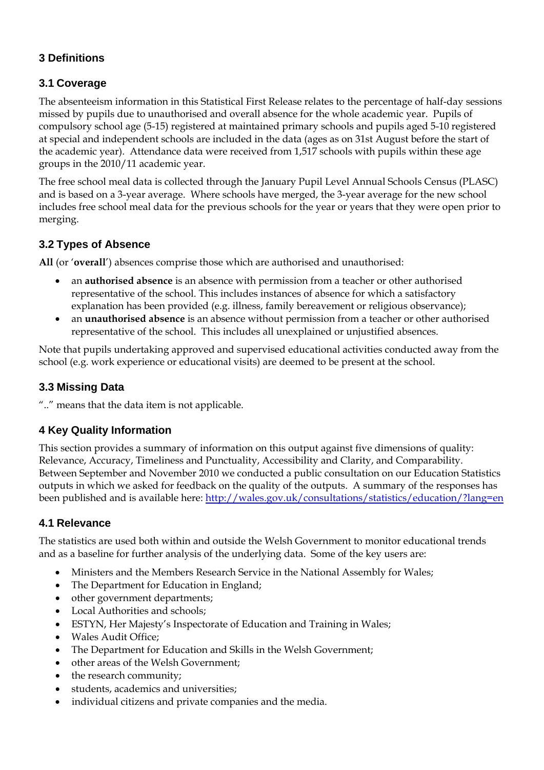## 3 Definitions

### 3.1 Coverage

The absenteeism information in this Statistical First Release relates to the percentage of half-day sessions missed by pupils due to unauthorised and overall absence for the whole academic year. Pupils of compulsory school age (5-15) registered at maintained primary schools and pupils aged 5-10 registered at special and independent schools are included in the data (ages as on 31st August before the start of the academic year). Attendance data were received from 1,517 schools with pupils within these age groups in the 2010/11 academic year.

The free school meal data is collected through the January Pupil Level Annual Schools Census (PLASC) and is based on a 3-year average. Where schools have merged, the 3-year average for the new school includes free school meal data for the previous schools for the year or years that they were open prior to merging.

### 3.2 Types of Absence

**All** (or '**overall**') absences comprise those which are authorised and unauthorised:

- an **authorised absence** is an absence with permission from a teacher or other authorised representative of the school. This includes instances of absence for which a satisfactory explanation has been provided (e.g. illness, family bereavement or religious observance);
- an **unauthorised absence** is an absence without permission from a teacher or other authorised representative of the school. This includes all unexplained or unjustified absences.

Note that pupils undertaking approved and supervised educational activities conducted away from the school (e.g. work experience or educational visits) are deemed to be present at the school.

### 3.3 Missing Data

".." means that the data item is not applicable.

## 4 Key Quality Information

This section provides a summary of information on this output against five dimensions of quality: Relevance, Accuracy, Timeliness and Punctuality, Accessibility and Clarity, and Comparability. Between September and November 2010 we conducted a public consultation on our Education Statistics outputs in which we asked for feedback on the quality of the outputs. A summary of the responses has been published and is available here: http://wales.gov.uk/consultations/statistics/education/?lang=en

### 4.1 Relevance

The statistics are used both within and outside the Welsh Government to monitor educational trends and as a baseline for further analysis of the underlying data. Some of the key users are:

- Ministers and the Members Research Service in the National Assembly for Wales;
- The Department for Education in England;
- other government departments;
- Local Authorities and schools;
- ESTYN, Her Majesty's Inspectorate of Education and Training in Wales;
- Wales Audit Office;
- The Department for Education and Skills in the Welsh Government;
- other areas of the Welsh Government;
- the research community;
- students, academics and universities;
- individual citizens and private companies and the media.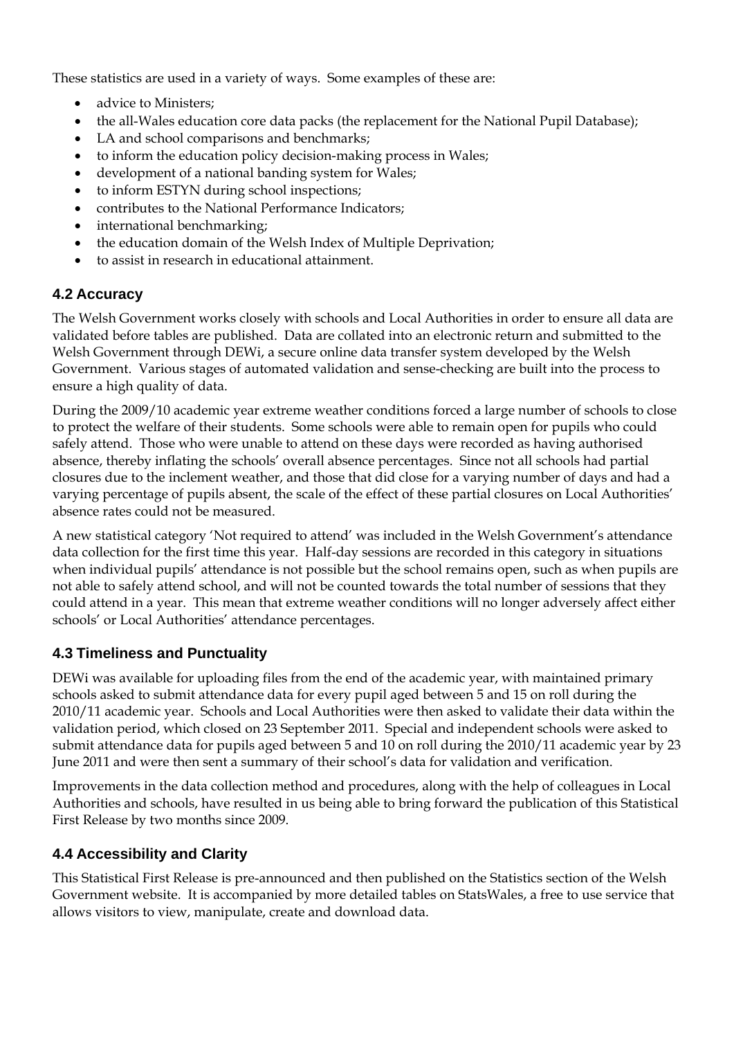These statistics are used in a variety of ways. Some examples of these are:

- advice to Ministers;
- the all-Wales education core data packs (the replacement for the National Pupil Database);
- LA and school comparisons and benchmarks;
- to inform the education policy decision-making process in Wales;
- development of a national banding system for Wales;
- to inform ESTYN during school inspections;
- contributes to the National Performance Indicators;
- international benchmarking;
- the education domain of the Welsh Index of Multiple Deprivation;
- to assist in research in educational attainment.

### 4.2 Accuracy

The Welsh Government works closely with schools and Local Authorities in order to ensure all data are validated before tables are published. Data are collated into an electronic return and submitted to the Welsh Government through DEWi, a secure online data transfer system developed by the Welsh Government. Various stages of automated validation and sense-checking are built into the process to ensure a high quality of data.

During the 2009/10 academic year extreme weather conditions forced a large number of schools to close to protect the welfare of their students. Some schools were able to remain open for pupils who could safely attend. Those who were unable to attend on these days were recorded as having authorised absence, thereby inflating the schools' overall absence percentages. Since not all schools had partial closures due to the inclement weather, and those that did close for a varying number of days and had a varying percentage of pupils absent, the scale of the effect of these partial closures on Local Authorities' absence rates could not be measured.

A new statistical category 'Not required to attend' was included in the Welsh Government's attendance data collection for the first time this year. Half-day sessions are recorded in this category in situations when individual pupils' attendance is not possible but the school remains open, such as when pupils are not able to safely attend school, and will not be counted towards the total number of sessions that they could attend in a year. This mean that extreme weather conditions will no longer adversely affect either schools' or Local Authorities' attendance percentages.

### 4.3 Timeliness and Punctuality

DEWi was available for uploading files from the end of the academic year, with maintained primary schools asked to submit attendance data for every pupil aged between 5 and 15 on roll during the 2010/11 academic year. Schools and Local Authorities were then asked to validate their data within the validation period, which closed on 23 September 2011. Special and independent schools were asked to submit attendance data for pupils aged between 5 and 10 on roll during the 2010/11 academic year by 23 June 2011 and were then sent a summary of their school's data for validation and verification.

Improvements in the data collection method and procedures, along with the help of colleagues in Local Authorities and schools, have resulted in us being able to bring forward the publication of this Statistical First Release by two months since 2009.

### 4.4 Accessibility and Clarity

This Statistical First Release is pre-announced and then published on the Statistics section of the Welsh Government website. It is accompanied by more detailed tables on StatsWales, a free to use service that allows visitors to view, manipulate, create and download data.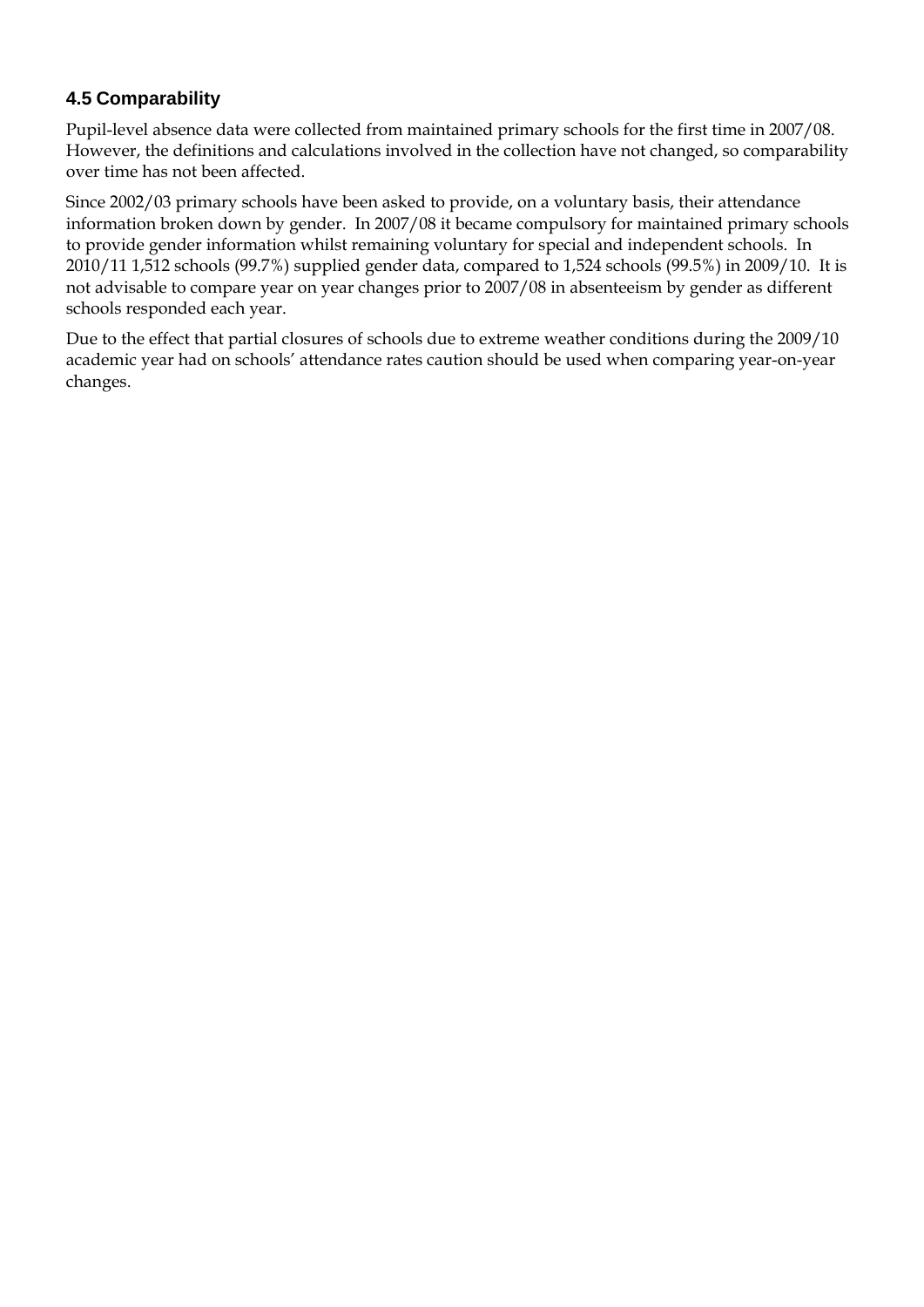### 4.5 Comparability

Pupil-level absence data were collected from maintained primary schools for the first time in 2007/08. However, the definitions and calculations involved in the collection have not changed, so comparability over time has not been affected.

Since 2002/03 primary schools have been asked to provide, on a voluntary basis, their attendance information broken down by gender. In 2007/08 it became compulsory for maintained primary schools to provide gender information whilst remaining voluntary for special and independent schools. In 2010/11 1,512 schools (99.7%) supplied gender data, compared to 1,524 schools (99.5%) in 2009/10. It is not advisable to compare year on year changes prior to 2007/08 in absenteeism by gender as different schools responded each year.

Due to the effect that partial closures of schools due to extreme weather conditions during the 2009/10 academic year had on schools' attendance rates caution should be used when comparing year-on-year changes.